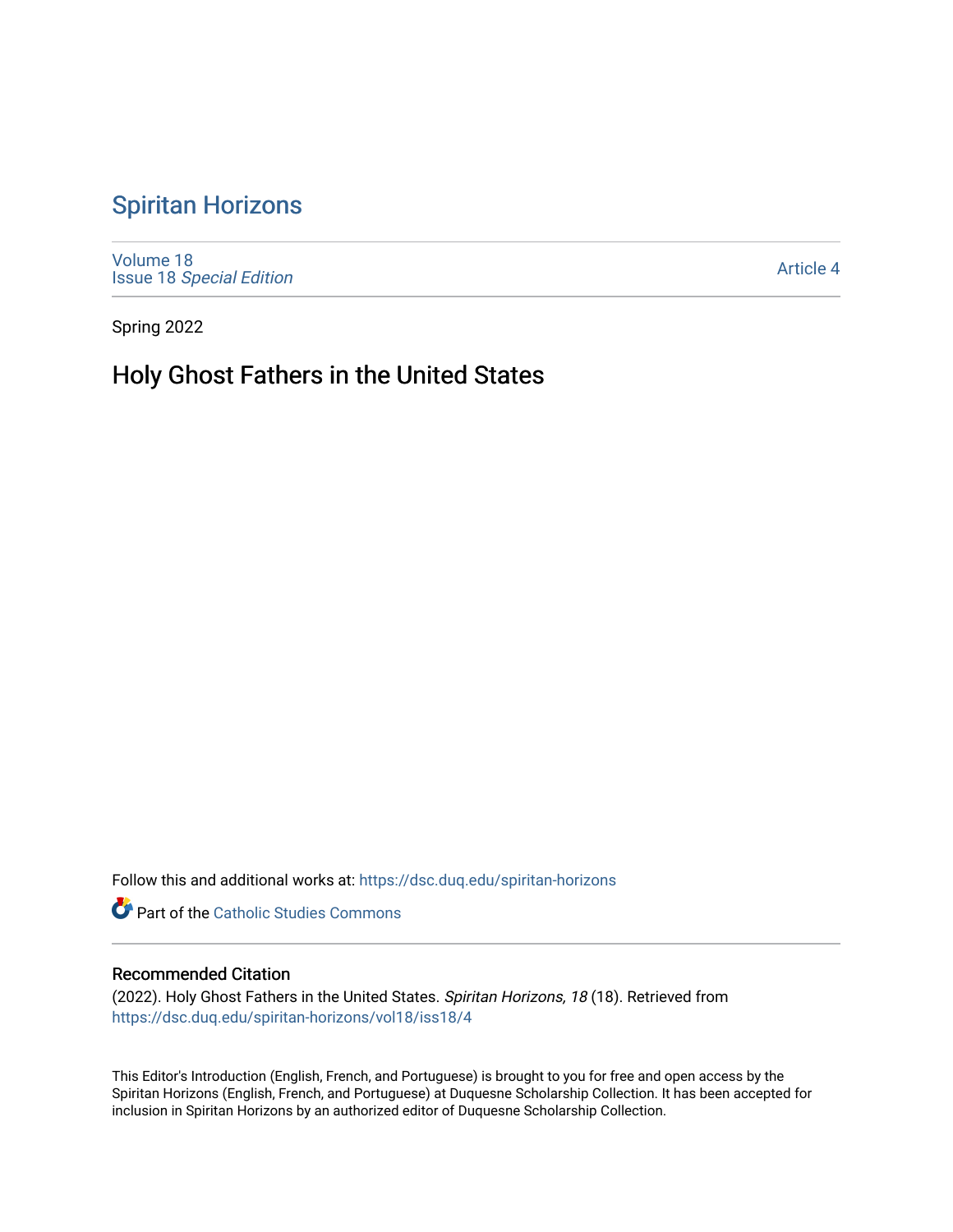# Spiritan Horizons

Volume 18
Issue 18 *Special Edition*

Article 4

Spring 2022

## Holy Ghost Fathers in the United States

Follow this and additional works at: https://dsc.duq.edu/spiritan-horizons

Part of the Catholic Studies Commons

### Recommended Citation

(2022). Holy Ghost Fathers in the United States. *Spiritan Horizons, 18* (18). Retrieved from https://dsc.duq.edu/spiritan-horizons/vol18/iss18/4

This Editor's Introduction (English, French, and Portuguese) is brought to you for free and open access by the Spiritan Horizons (English, French, and Portuguese) at Duquesne Scholarship Collection. It has been accepted for inclusion in Spiritan Horizons by an authorized editor of Duquesne Scholarship Collection.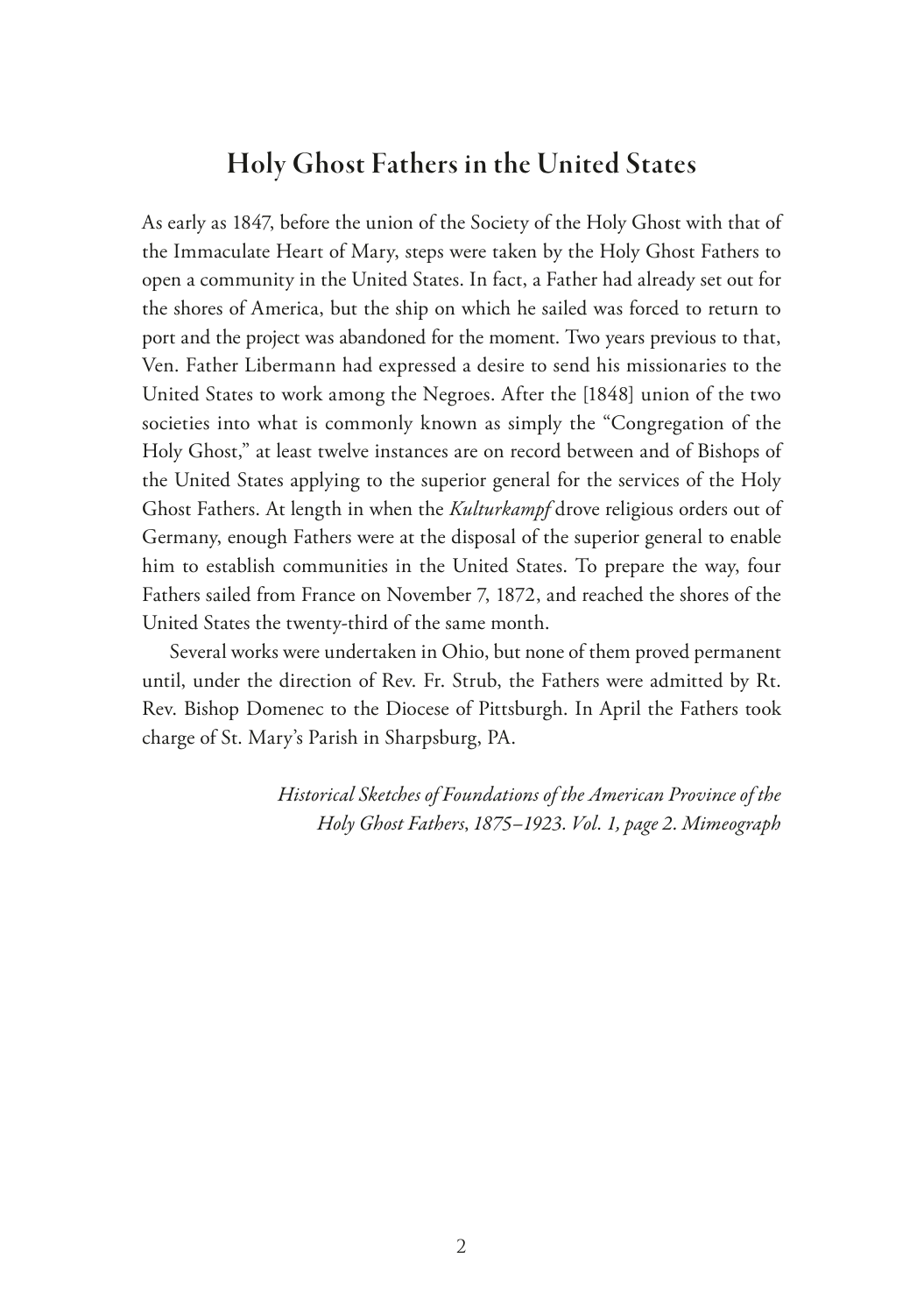## Holy Ghost Fathers in the United States

As early as 1847, before the union of the Society of the Holy Ghost with that of the Immaculate Heart of Mary, steps were taken by the Holy Ghost Fathers to open a community in the United States. In fact, a Father had already set out for the shores of America, but the ship on which he sailed was forced to return to port and the project was abandoned for the moment. Two years previous to that, Ven. Father Libermann had expressed a desire to send his missionaries to the United States to work among the Negroes. After the [1848] union of the two societies into what is commonly known as simply the "Congregation of the Holy Ghost," at least twelve instances are on record between and of Bishops of the United States applying to the superior general for the services of the Holy Ghost Fathers. At length in when the *Kulturkampf* drove religious orders out of Germany, enough Fathers were at the disposal of the superior general to enable him to establish communities in the United States. To prepare the way, four Fathers sailed from France on November 7, 1872, and reached the shores of the United States the twenty-third of the same month.

Several works were undertaken in Ohio, but none of them proved permanent until, under the direction of Rev. Fr. Strub, the Fathers were admitted by Rt. Rev. Bishop Domenec to the Diocese of Pittsburgh. In April the Fathers took charge of St. Mary's Parish in Sharpsburg, PA.

*Historical Sketches of Foundations of the American Province of the Holy Ghost Fathers, 1875–1923. Vol. 1, page 2. Mimeograph*